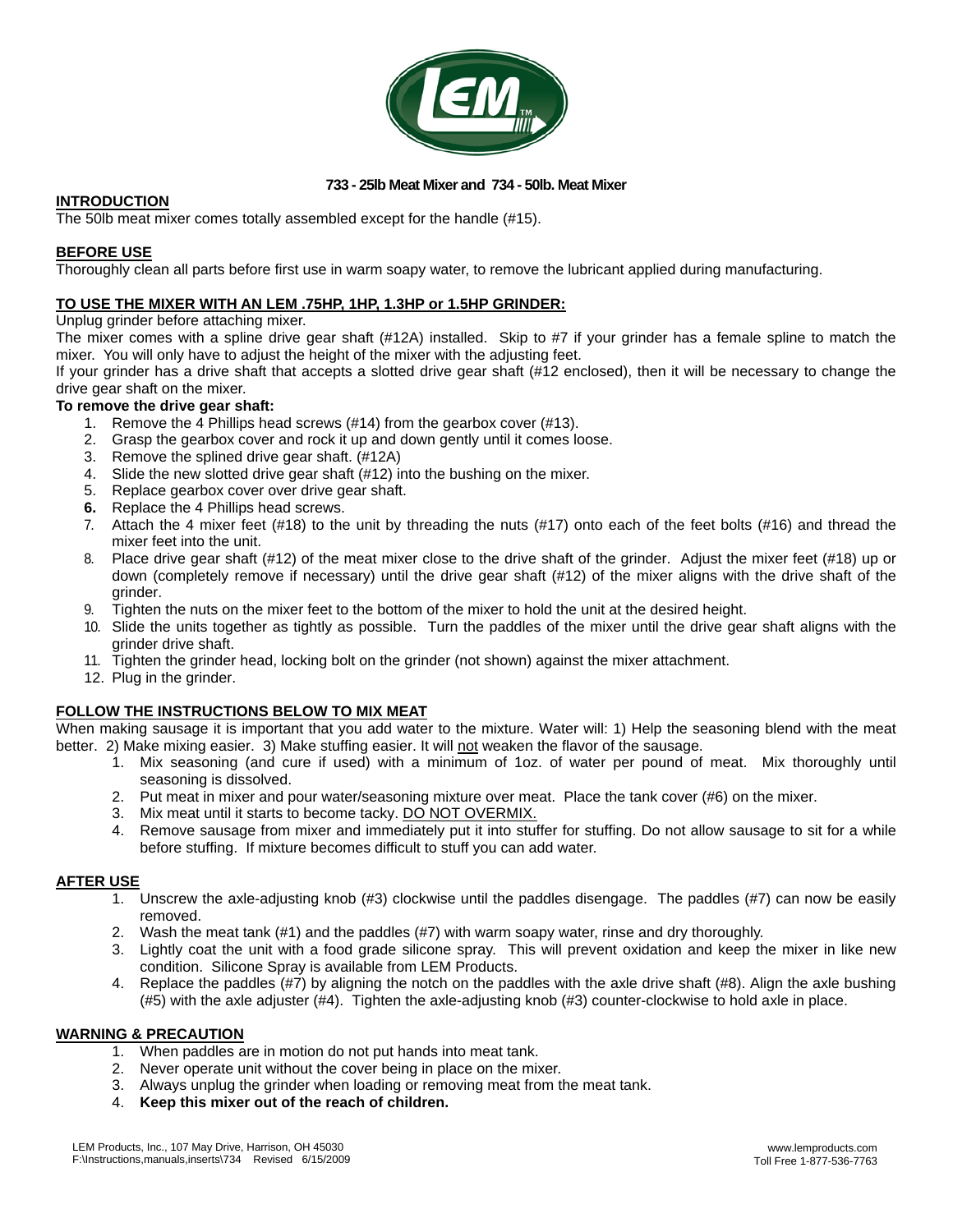**733 - 25lb Meat Mixer and 734 - 50lb. Meat Mixer**

## INTRODUCTION

The 50lb meat mixer comes totally assembled except for the handle (#15).

## BEFORE USE

Thoroughly clean all parts before first use in warm soapy water, to remove the lubricant applied during manufacturing.

## TO USE THE MIXER WITH AN LEM .75HP, 1HP, 1.3HP or 1.5HP GRINDER:

Unplug grinder before attaching mixer.

The mixer comes with a spline drive gear shaft (#12A) installed. Skip to #7 if your grinder has a female spline to match the mixer. You will only have to adjust the height of the mixer with the adjusting feet.

If your grinder has a drive shaft that accepts a slotted drive gear shaft (#12 enclosed), then it will be necessary to change the drive gear shaft on the mixer.

**To remove the drive gear shaft:**

1. Remove the 4 Phillips head screws (#14) from the gearbox cover (#13).
2. Grasp the gearbox cover and rock it up and down gently until it comes loose.
3. Remove the splined drive gear shaft. (#12A)
4. Slide the new slotted drive gear shaft (#12) into the bushing on the mixer.
5. Replace gearbox cover over drive gear shaft.
6. Replace the 4 Phillips head screws.
7. Attach the 4 mixer feet (#18) to the unit by threading the nuts (#17) onto each of the feet bolts (#16) and thread the mixer feet into the unit.
8. Place drive gear shaft (#12) of the meat mixer close to the drive shaft of the grinder. Adjust the mixer feet (#18) up or down (completely remove if necessary) until the drive gear shaft (#12) of the mixer aligns with the drive shaft of the grinder.
9. Tighten the nuts on the mixer feet to the bottom of the mixer to hold the unit at the desired height.
10. Slide the units together as tightly as possible. Turn the paddles of the mixer until the drive gear shaft aligns with the grinder drive shaft.
11. Tighten the grinder head, locking bolt on the grinder (not shown) against the mixer attachment.
12. Plug in the grinder.

## FOLLOW THE INSTRUCTIONS BELOW TO MIX MEAT

When making sausage it is important that you add water to the mixture. Water will: 1) Help the seasoning blend with the meat better. 2) Make mixing easier. 3) Make stuffing easier. It will <u>not</u> weaken the flavor of the sausage.

1. Mix seasoning (and cure if used) with a minimum of 1oz. of water per pound of meat. Mix thoroughly until seasoning is dissolved.
2. Put meat in mixer and pour water/seasoning mixture over meat. Place the tank cover (#6) on the mixer.
3. Mix meat until it starts to become tacky. <u>DO NOT OVERMIX.</u>
4. Remove sausage from mixer and immediately put it into stuffer for stuffing. Do not allow sausage to sit for a while before stuffing. If mixture becomes difficult to stuff you can add water.

## AFTER USE

1. Unscrew the axle-adjusting knob (#3) clockwise until the paddles disengage. The paddles (#7) can now be easily removed.
2. Wash the meat tank (#1) and the paddles (#7) with warm soapy water, rinse and dry thoroughly.
3. Lightly coat the unit with a food grade silicone spray. This will prevent oxidation and keep the mixer in like new condition. Silicone Spray is available from LEM Products.
4. Replace the paddles (#7) by aligning the notch on the paddles with the axle drive shaft (#8). Align the axle bushing (#5) with the axle adjuster (#4). Tighten the axle-adjusting knob (#3) counter-clockwise to hold axle in place.

## WARNING & PRECAUTION

1. When paddles are in motion do not put hands into meat tank.
2. Never operate unit without the cover being in place on the mixer.
3. Always unplug the grinder when loading or removing meat from the meat tank.
4. **Keep this mixer out of the reach of children.**

LEM Products, Inc., 107 May Drive, Harrison, OH 45030
F:\Instructions,manuals,inserts\734 Revised 6/15/2009

www.lemproducts.com
Toll Free 1-877-536-7763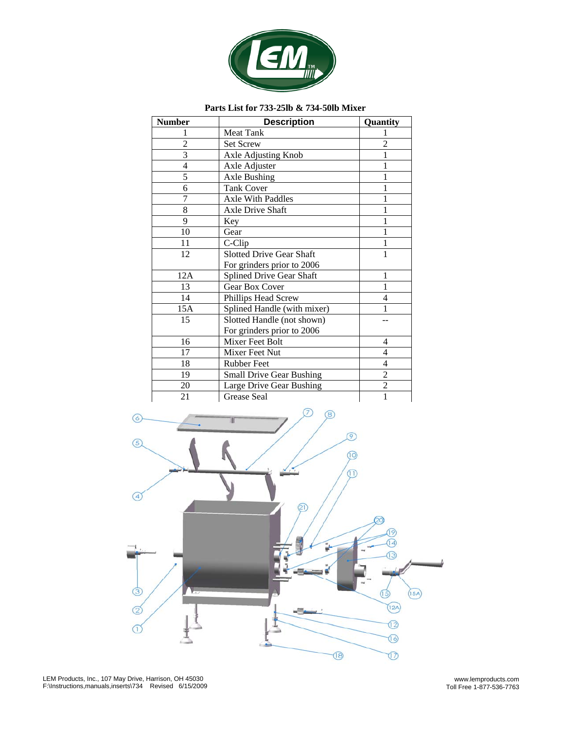**Parts List for 733-25lb & 734-50lb Mixer**

| Number | Description | Quantity |
|---|---|---|
| 1 | Meat Tank | 1 |
| 2 | Set Screw | 2 |
| 3 | Axle Adjusting Knob | 1 |
| 4 | Axle Adjuster | 1 |
| 5 | Axle Bushing | 1 |
| 6 | Tank Cover | 1 |
| 7 | Axle With Paddles | 1 |
| 8 | Axle Drive Shaft | 1 |
| 9 | Key | 1 |
| 10 | Gear | 1 |
| 11 | C-Clip | 1 |
| 12 | Slotted Drive Gear Shaft For grinders prior to 2006 | 1 |
| 12A | Splined Drive Gear Shaft | 1 |
| 13 | Gear Box Cover | 1 |
| 14 | Phillips Head Screw | 4 |
| 15A | Splined Handle (with mixer) | 1 |
| 15 | Slotted Handle (not shown) For grinders prior to 2006 | -- |
| 16 | Mixer Feet Bolt | 4 |
| 17 | Mixer Feet Nut | 4 |
| 18 | Rubber Feet | 4 |
| 19 | Small Drive Gear Bushing | 2 |
| 20 | Large Drive Gear Bushing | 2 |
| 21 | Grease Seal | 1 |

6
5
4
3
2
1
7
8
9
10
11
21
20
19
14
13
15
15A
12A
12
16
18
17

LEM Products, Inc., 107 May Drive, Harrison, OH 45030
F:\Instructions,manuals,inserts\734 Revised 6/15/2009

www.lemproducts.com
Toll Free 1-877-536-7763